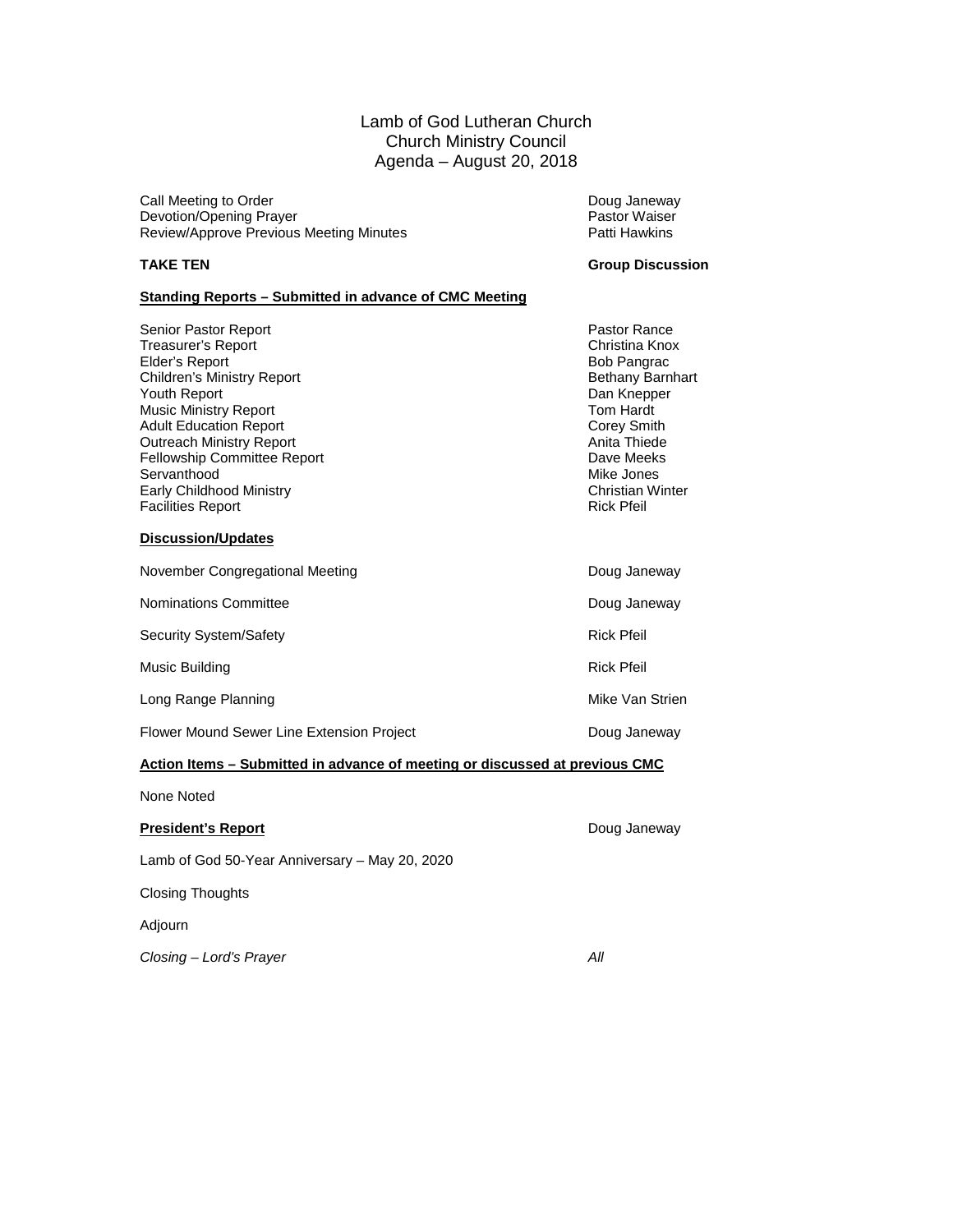# Lamb of God Lutheran Church
## Church Ministry Council
## Agenda – August 20, 2018

| | |
|---|---|
| Call Meeting to Order | Doug Janeway |
| Devotion/Opening Prayer | Pastor Waiser |
| Review/Approve Previous Meeting Minutes | Patti Hawkins |

**TAKE TEN** — **Group Discussion**

**Standing Reports – Submitted in advance of CMC Meeting**

| | |
|---|---|
| Senior Pastor Report | Pastor Rance |
| Treasurer's Report | Christina Knox |
| Elder's Report | Bob Pangrac |
| Children's Ministry Report | Bethany Barnhart |
| Youth Report | Dan Knepper |
| Music Ministry Report | Tom Hardt |
| Adult Education Report | Corey Smith |
| Outreach Ministry Report | Anita Thiede |
| Fellowship Committee Report | Dave Meeks |
| Servanthood | Mike Jones |
| Early Childhood Ministry | Christian Winter |
| Facilities Report | Rick Pfeil |

**Discussion/Updates**

| | |
|---|---|
| November Congregational Meeting | Doug Janeway |
| Nominations Committee | Doug Janeway |
| Security System/Safety | Rick Pfeil |
| Music Building | Rick Pfeil |
| Long Range Planning | Mike Van Strien |
| Flower Mound Sewer Line Extension Project | Doug Janeway |

**Action Items – Submitted in advance of meeting or discussed at previous CMC**

None Noted

**President's Report** — Doug Janeway

Lamb of God 50-Year Anniversary – May 20, 2020

Closing Thoughts

Adjourn

*Closing – Lord's Prayer* — *All*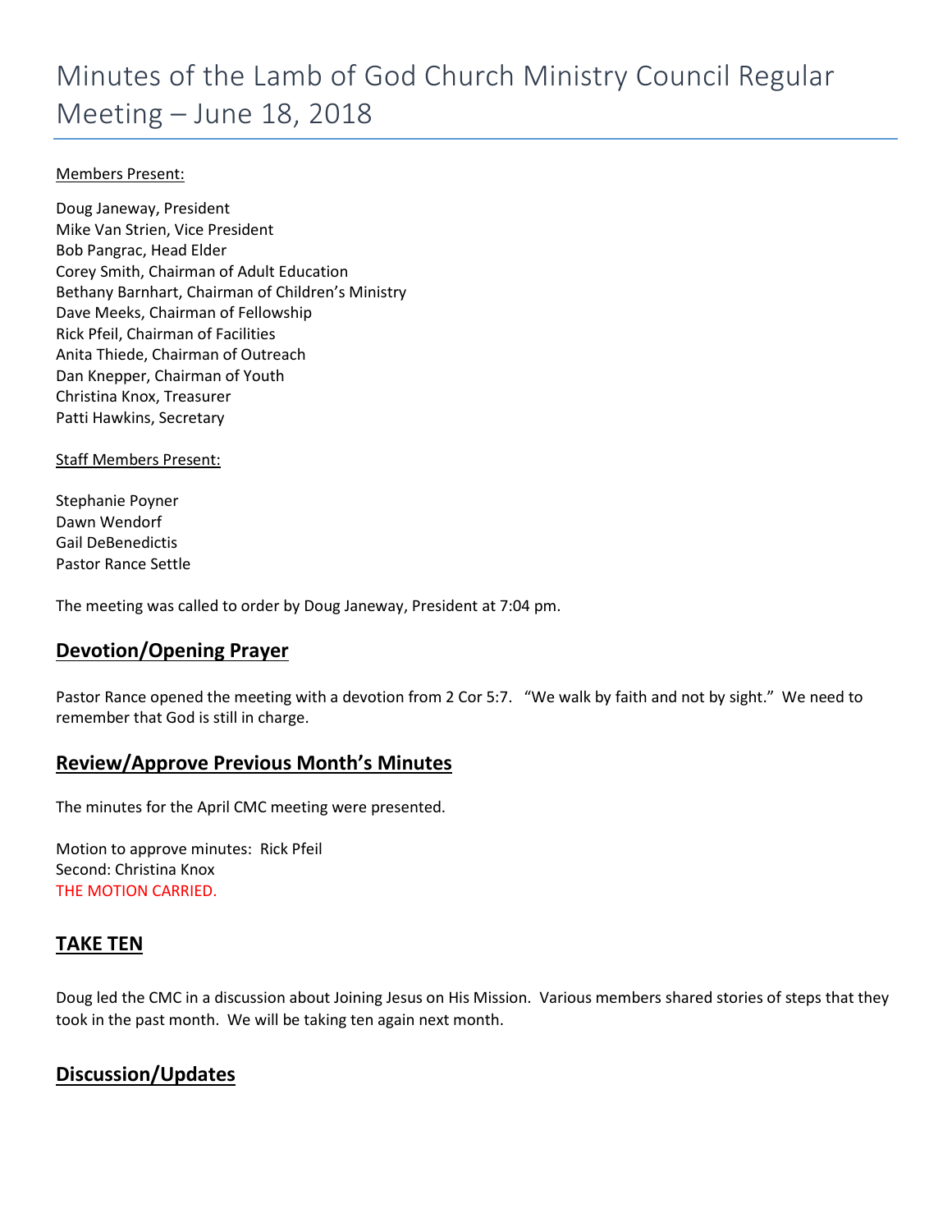# Minutes of the Lamb of God Church Ministry Council Regular Meeting – June 18, 2018

Members Present:

Doug Janeway, President
Mike Van Strien, Vice President
Bob Pangrac, Head Elder
Corey Smith, Chairman of Adult Education
Bethany Barnhart, Chairman of Children's Ministry
Dave Meeks, Chairman of Fellowship
Rick Pfeil, Chairman of Facilities
Anita Thiede, Chairman of Outreach
Dan Knepper, Chairman of Youth
Christina Knox, Treasurer
Patti Hawkins, Secretary

Staff Members Present:

Stephanie Poyner
Dawn Wendorf
Gail DeBenedictis
Pastor Rance Settle

The meeting was called to order by Doug Janeway, President at 7:04 pm.

## Devotion/Opening Prayer

Pastor Rance opened the meeting with a devotion from 2 Cor 5:7. "We walk by faith and not by sight." We need to remember that God is still in charge.

## Review/Approve Previous Month's Minutes

The minutes for the April CMC meeting were presented.

Motion to approve minutes: Rick Pfeil
Second: Christina Knox
THE MOTION CARRIED.

## TAKE TEN

Doug led the CMC in a discussion about Joining Jesus on His Mission. Various members shared stories of steps that they took in the past month. We will be taking ten again next month.

## Discussion/Updates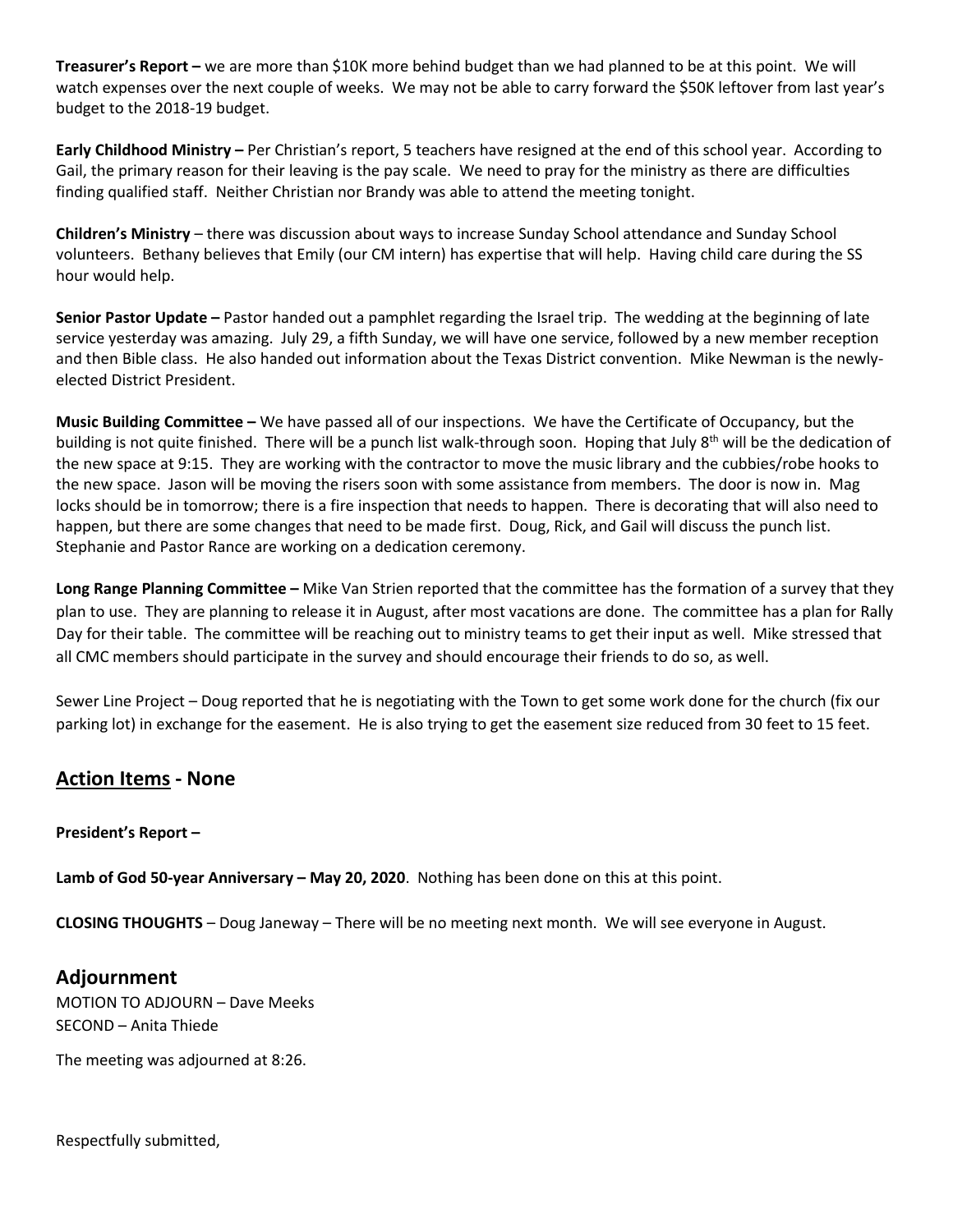**Treasurer's Report –** we are more than $10K more behind budget than we had planned to be at this point. We will watch expenses over the next couple of weeks. We may not be able to carry forward the $50K leftover from last year's budget to the 2018-19 budget.

**Early Childhood Ministry –** Per Christian's report, 5 teachers have resigned at the end of this school year. According to Gail, the primary reason for their leaving is the pay scale. We need to pray for the ministry as there are difficulties finding qualified staff. Neither Christian nor Brandy was able to attend the meeting tonight.

**Children's Ministry** – there was discussion about ways to increase Sunday School attendance and Sunday School volunteers. Bethany believes that Emily (our CM intern) has expertise that will help. Having child care during the SS hour would help.

**Senior Pastor Update –** Pastor handed out a pamphlet regarding the Israel trip. The wedding at the beginning of late service yesterday was amazing. July 29, a fifth Sunday, we will have one service, followed by a new member reception and then Bible class. He also handed out information about the Texas District convention. Mike Newman is the newly-elected District President.

**Music Building Committee –** We have passed all of our inspections. We have the Certificate of Occupancy, but the building is not quite finished. There will be a punch list walk-through soon. Hoping that July 8th will be the dedication of the new space at 9:15. They are working with the contractor to move the music library and the cubbies/robe hooks to the new space. Jason will be moving the risers soon with some assistance from members. The door is now in. Mag locks should be in tomorrow; there is a fire inspection that needs to happen. There is decorating that will also need to happen, but there are some changes that need to be made first. Doug, Rick, and Gail will discuss the punch list. Stephanie and Pastor Rance are working on a dedication ceremony.

**Long Range Planning Committee –** Mike Van Strien reported that the committee has the formation of a survey that they plan to use. They are planning to release it in August, after most vacations are done. The committee has a plan for Rally Day for their table. The committee will be reaching out to ministry teams to get their input as well. Mike stressed that all CMC members should participate in the survey and should encourage their friends to do so, as well.

Sewer Line Project – Doug reported that he is negotiating with the Town to get some work done for the church (fix our parking lot) in exchange for the easement. He is also trying to get the easement size reduced from 30 feet to 15 feet.

## <u>Action Items</u> - None

**President's Report –**

**Lamb of God 50-year Anniversary – May 20, 2020**. Nothing has been done on this at this point.

**CLOSING THOUGHTS** – Doug Janeway – There will be no meeting next month. We will see everyone in August.

## Adjournment

MOTION TO ADJOURN – Dave Meeks
SECOND – Anita Thiede

The meeting was adjourned at 8:26.

Respectfully submitted,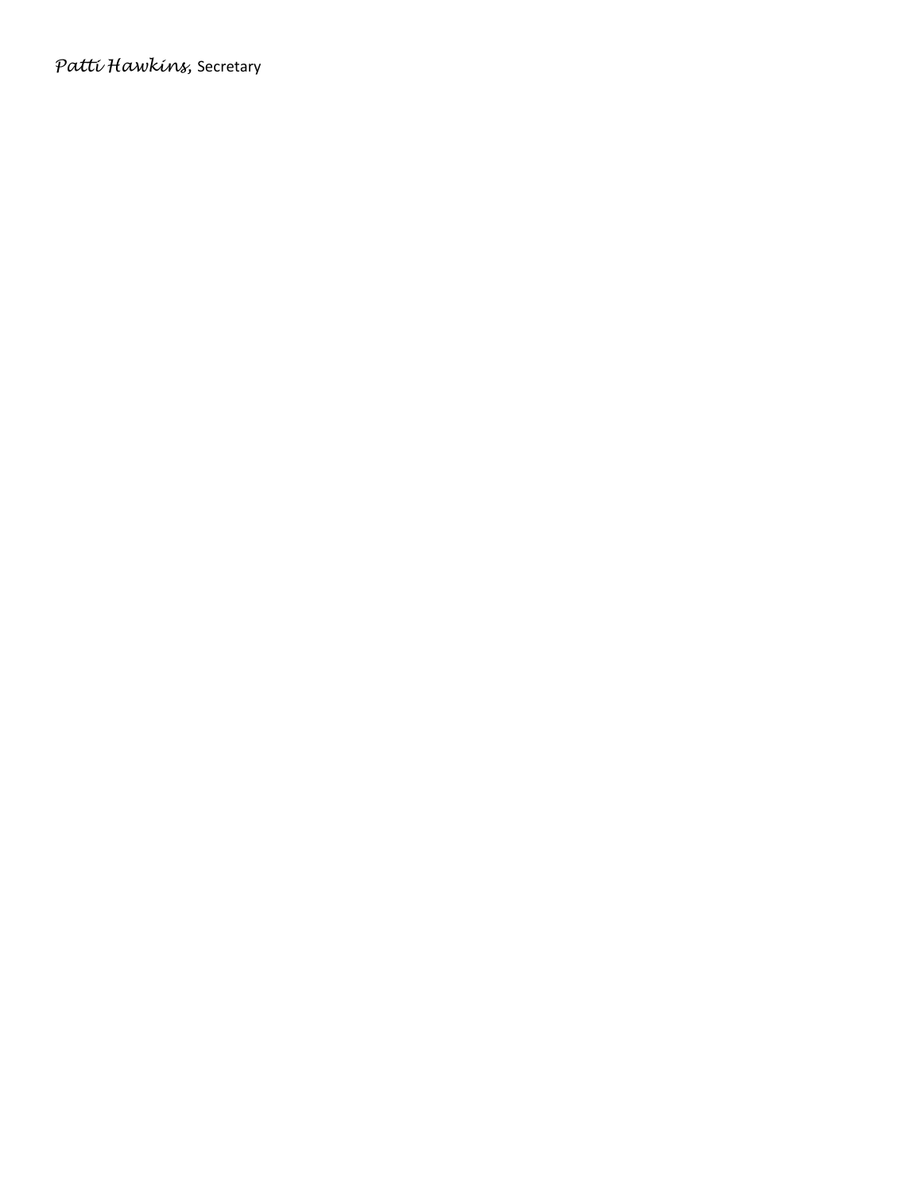*Patti Hawkins,* Secretary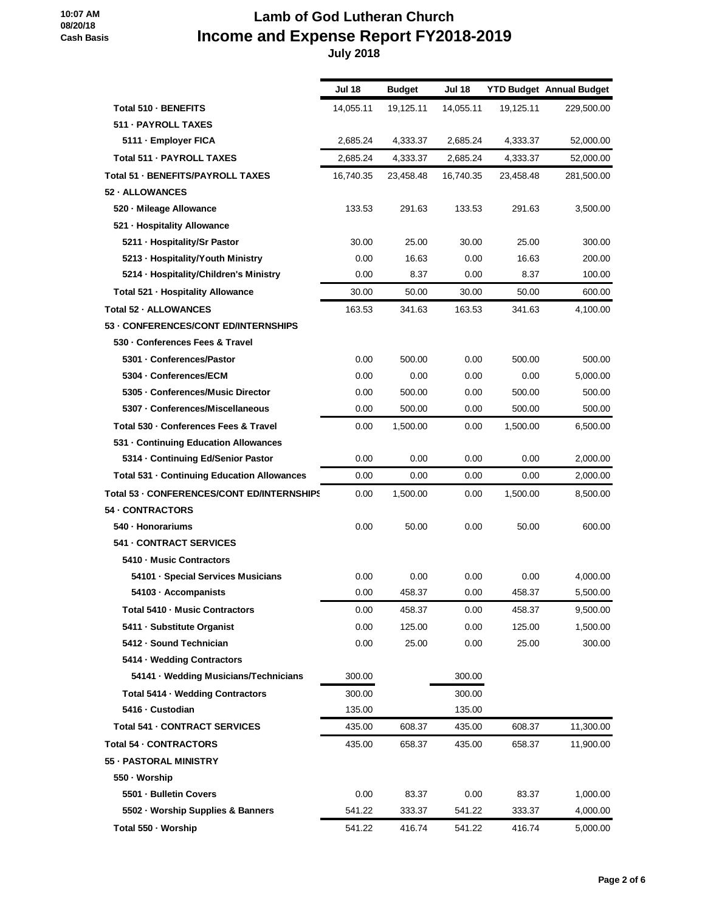10:07 AM
08/20/18
Cash Basis

# Lamb of God Lutheran Church
# Income and Expense Report FY2018-2019
## July 2018

| | Jul 18 | Budget | Jul 18 | YTD Budget | Annual Budget |
|---|---|---|---|---|---|
| Total 510 · BENEFITS | 14,055.11 | 19,125.11 | 14,055.11 | 19,125.11 | 229,500.00 |
| 511 · PAYROLL TAXES | | | | | |
| 5111 · Employer FICA | 2,685.24 | 4,333.37 | 2,685.24 | 4,333.37 | 52,000.00 |
| Total 511 · PAYROLL TAXES | 2,685.24 | 4,333.37 | 2,685.24 | 4,333.37 | 52,000.00 |
| Total 51 · BENEFITS/PAYROLL TAXES | 16,740.35 | 23,458.48 | 16,740.35 | 23,458.48 | 281,500.00 |
| 52 · ALLOWANCES | | | | | |
| 520 · Mileage Allowance | 133.53 | 291.63 | 133.53 | 291.63 | 3,500.00 |
| 521 · Hospitality Allowance | | | | | |
| 5211 · Hospitality/Sr Pastor | 30.00 | 25.00 | 30.00 | 25.00 | 300.00 |
| 5213 · Hospitality/Youth Ministry | 0.00 | 16.63 | 0.00 | 16.63 | 200.00 |
| 5214 · Hospitality/Children's Ministry | 0.00 | 8.37 | 0.00 | 8.37 | 100.00 |
| Total 521 · Hospitality Allowance | 30.00 | 50.00 | 30.00 | 50.00 | 600.00 |
| Total 52 · ALLOWANCES | 163.53 | 341.63 | 163.53 | 341.63 | 4,100.00 |
| 53 · CONFERENCES/CONT ED/INTERNSHIPS | | | | | |
| 530 · Conferences Fees & Travel | | | | | |
| 5301 · Conferences/Pastor | 0.00 | 500.00 | 0.00 | 500.00 | 500.00 |
| 5304 · Conferences/ECM | 0.00 | 0.00 | 0.00 | 0.00 | 5,000.00 |
| 5305 · Conferences/Music Director | 0.00 | 500.00 | 0.00 | 500.00 | 500.00 |
| 5307 · Conferences/Miscellaneous | 0.00 | 500.00 | 0.00 | 500.00 | 500.00 |
| Total 530 · Conferences Fees & Travel | 0.00 | 1,500.00 | 0.00 | 1,500.00 | 6,500.00 |
| 531 · Continuing Education Allowances | | | | | |
| 5314 · Continuing Ed/Senior Pastor | 0.00 | 0.00 | 0.00 | 0.00 | 2,000.00 |
| Total 531 · Continuing Education Allowances | 0.00 | 0.00 | 0.00 | 0.00 | 2,000.00 |
| Total 53 · CONFERENCES/CONT ED/INTERNSHIPS | 0.00 | 1,500.00 | 0.00 | 1,500.00 | 8,500.00 |
| 54 · CONTRACTORS | | | | | |
| 540 · Honorariums | 0.00 | 50.00 | 0.00 | 50.00 | 600.00 |
| 541 · CONTRACT SERVICES | | | | | |
| 5410 · Music Contractors | | | | | |
| 54101 · Special Services Musicians | 0.00 | 0.00 | 0.00 | 0.00 | 4,000.00 |
| 54103 · Accompanists | 0.00 | 458.37 | 0.00 | 458.37 | 5,500.00 |
| Total 5410 · Music Contractors | 0.00 | 458.37 | 0.00 | 458.37 | 9,500.00 |
| 5411 · Substitute Organist | 0.00 | 125.00 | 0.00 | 125.00 | 1,500.00 |
| 5412 · Sound Technician | 0.00 | 25.00 | 0.00 | 25.00 | 300.00 |
| 5414 · Wedding Contractors | | | | | |
| 54141 · Wedding Musicians/Technicians | 300.00 | | 300.00 | | |
| Total 5414 · Wedding Contractors | 300.00 | | 300.00 | | |
| 5416 · Custodian | 135.00 | | 135.00 | | |
| Total 541 · CONTRACT SERVICES | 435.00 | 608.37 | 435.00 | 608.37 | 11,300.00 |
| Total 54 · CONTRACTORS | 435.00 | 658.37 | 435.00 | 658.37 | 11,900.00 |
| 55 · PASTORAL MINISTRY | | | | | |
| 550 · Worship | | | | | |
| 5501 · Bulletin Covers | 0.00 | 83.37 | 0.00 | 83.37 | 1,000.00 |
| 5502 · Worship Supplies & Banners | 541.22 | 333.37 | 541.22 | 333.37 | 4,000.00 |
| Total 550 · Worship | 541.22 | 416.74 | 541.22 | 416.74 | 5,000.00 |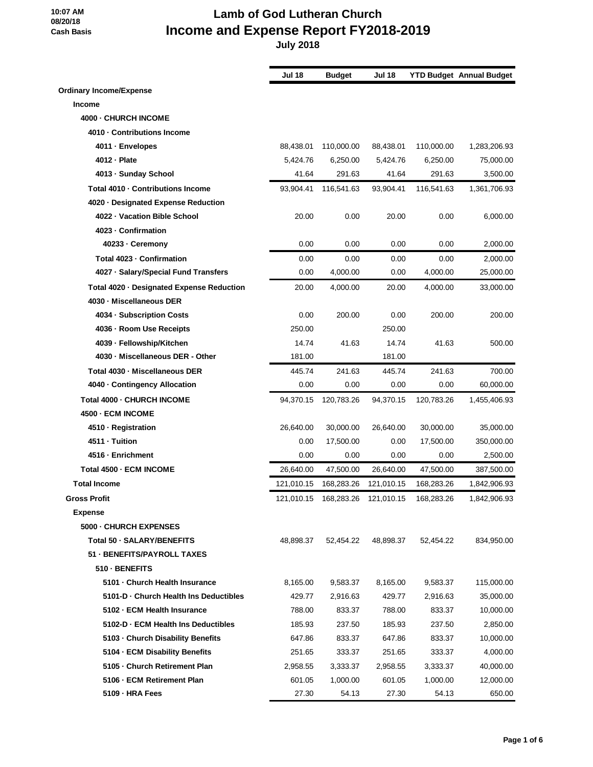10:07 AM
08/20/18
Cash Basis

# Lamb of God Lutheran Church
## Income and Expense Report FY2018-2019
### July 2018

| | Jul 18 | Budget | Jul 18 | YTD Budget | Annual Budget |
|---|---|---|---|---|---|
| **Ordinary Income/Expense** | | | | | |
| **Income** | | | | | |
| **4000 · CHURCH INCOME** | | | | | |
| **4010 · Contributions Income** | | | | | |
| **4011 · Envelopes** | 88,438.01 | 110,000.00 | 88,438.01 | 110,000.00 | 1,283,206.93 |
| **4012 · Plate** | 5,424.76 | 6,250.00 | 5,424.76 | 6,250.00 | 75,000.00 |
| **4013 · Sunday School** | 41.64 | 291.63 | 41.64 | 291.63 | 3,500.00 |
| **Total 4010 · Contributions Income** | 93,904.41 | 116,541.63 | 93,904.41 | 116,541.63 | 1,361,706.93 |
| **4020 · Designated Expense Reduction** | | | | | |
| **4022 · Vacation Bible School** | 20.00 | 0.00 | 20.00 | 0.00 | 6,000.00 |
| **4023 · Confirmation** | | | | | |
| **40233 · Ceremony** | 0.00 | 0.00 | 0.00 | 0.00 | 2,000.00 |
| **Total 4023 · Confirmation** | 0.00 | 0.00 | 0.00 | 0.00 | 2,000.00 |
| **4027 · Salary/Special Fund Transfers** | 0.00 | 4,000.00 | 0.00 | 4,000.00 | 25,000.00 |
| **Total 4020 · Designated Expense Reduction** | 20.00 | 4,000.00 | 20.00 | 4,000.00 | 33,000.00 |
| **4030 · Miscellaneous DER** | | | | | |
| **4034 · Subscription Costs** | 0.00 | 200.00 | 0.00 | 200.00 | 200.00 |
| **4036 · Room Use Receipts** | 250.00 | | 250.00 | | |
| **4039 · Fellowship/Kitchen** | 14.74 | 41.63 | 14.74 | 41.63 | 500.00 |
| **4030 · Miscellaneous DER - Other** | 181.00 | | 181.00 | | |
| **Total 4030 · Miscellaneous DER** | 445.74 | 241.63 | 445.74 | 241.63 | 700.00 |
| **4040 · Contingency Allocation** | 0.00 | 0.00 | 0.00 | 0.00 | 60,000.00 |
| **Total 4000 · CHURCH INCOME** | 94,370.15 | 120,783.26 | 94,370.15 | 120,783.26 | 1,455,406.93 |
| **4500 · ECM INCOME** | | | | | |
| **4510 · Registration** | 26,640.00 | 30,000.00 | 26,640.00 | 30,000.00 | 35,000.00 |
| **4511 · Tuition** | 0.00 | 17,500.00 | 0.00 | 17,500.00 | 350,000.00 |
| **4516 · Enrichment** | 0.00 | 0.00 | 0.00 | 0.00 | 2,500.00 |
| **Total 4500 · ECM INCOME** | 26,640.00 | 47,500.00 | 26,640.00 | 47,500.00 | 387,500.00 |
| **Total Income** | 121,010.15 | 168,283.26 | 121,010.15 | 168,283.26 | 1,842,906.93 |
| **Gross Profit** | 121,010.15 | 168,283.26 | 121,010.15 | 168,283.26 | 1,842,906.93 |
| **Expense** | | | | | |
| **5000 · CHURCH EXPENSES** | | | | | |
| **Total 50 · SALARY/BENEFITS** | 48,898.37 | 52,454.22 | 48,898.37 | 52,454.22 | 834,950.00 |
| **51 · BENEFITS/PAYROLL TAXES** | | | | | |
| **510 · BENEFITS** | | | | | |
| **5101 · Church Health Insurance** | 8,165.00 | 9,583.37 | 8,165.00 | 9,583.37 | 115,000.00 |
| **5101-D · Church Health Ins Deductibles** | 429.77 | 2,916.63 | 429.77 | 2,916.63 | 35,000.00 |
| **5102 · ECM Health Insurance** | 788.00 | 833.37 | 788.00 | 833.37 | 10,000.00 |
| **5102-D · ECM Health Ins Deductibles** | 185.93 | 237.50 | 185.93 | 237.50 | 2,850.00 |
| **5103 · Church Disability Benefits** | 647.86 | 833.37 | 647.86 | 833.37 | 10,000.00 |
| **5104 · ECM Disability Benefits** | 251.65 | 333.37 | 251.65 | 333.37 | 4,000.00 |
| **5105 · Church Retirement Plan** | 2,958.55 | 3,333.37 | 2,958.55 | 3,333.37 | 40,000.00 |
| **5106 · ECM Retirement Plan** | 601.05 | 1,000.00 | 601.05 | 1,000.00 | 12,000.00 |
| **5109 · HRA Fees** | 27.30 | 54.13 | 27.30 | 54.13 | 650.00 |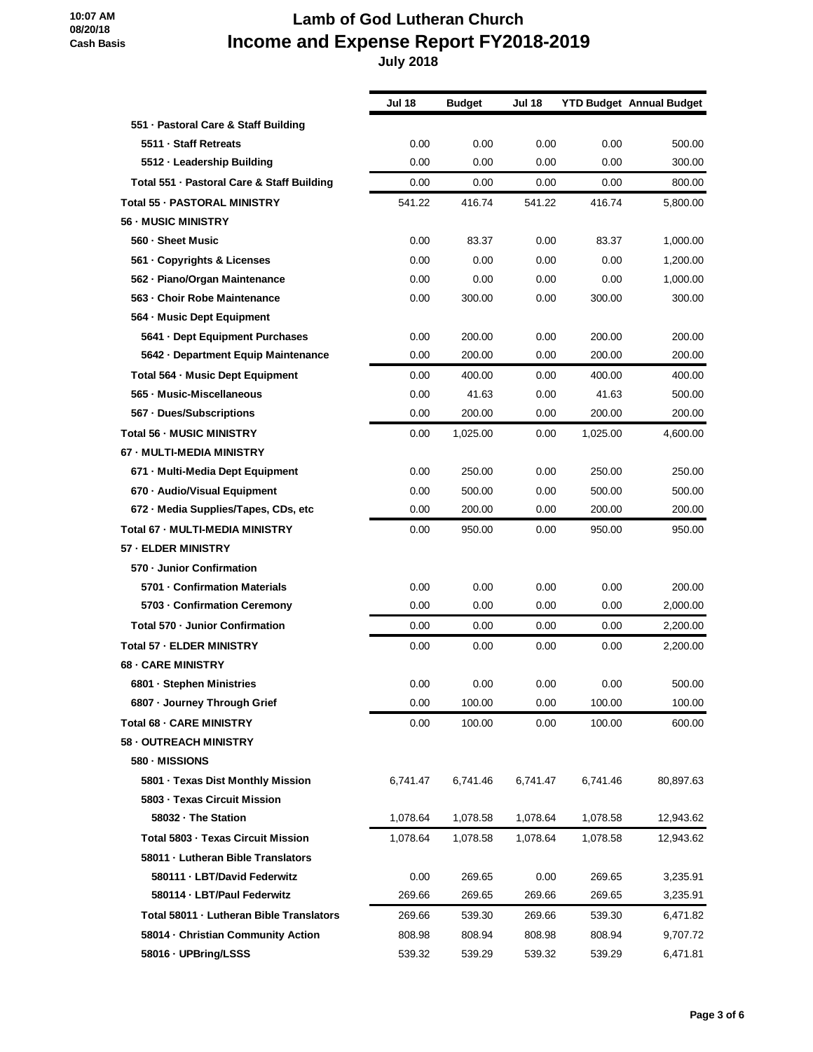# Lamb of God Lutheran Church
# Income and Expense Report FY2018-2019
## July 2018

10:07 AM
08/20/18
Cash Basis

| | Jul 18 | Budget | Jul 18 | YTD Budget | Annual Budget |
|---|---|---|---|---|---|
| **551 · Pastoral Care & Staff Building** | | | | | |
| **5511 · Staff Retreats** | 0.00 | 0.00 | 0.00 | 0.00 | 500.00 |
| **5512 · Leadership Building** | 0.00 | 0.00 | 0.00 | 0.00 | 300.00 |
| **Total 551 · Pastoral Care & Staff Building** | 0.00 | 0.00 | 0.00 | 0.00 | 800.00 |
| **Total 55 · PASTORAL MINISTRY** | 541.22 | 416.74 | 541.22 | 416.74 | 5,800.00 |
| **56 · MUSIC MINISTRY** | | | | | |
| **560 · Sheet Music** | 0.00 | 83.37 | 0.00 | 83.37 | 1,000.00 |
| **561 · Copyrights & Licenses** | 0.00 | 0.00 | 0.00 | 0.00 | 1,200.00 |
| **562 · Piano/Organ Maintenance** | 0.00 | 0.00 | 0.00 | 0.00 | 1,000.00 |
| **563 · Choir Robe Maintenance** | 0.00 | 300.00 | 0.00 | 300.00 | 300.00 |
| **564 · Music Dept Equipment** | | | | | |
| **5641 · Dept Equipment Purchases** | 0.00 | 200.00 | 0.00 | 200.00 | 200.00 |
| **5642 · Department Equip Maintenance** | 0.00 | 200.00 | 0.00 | 200.00 | 200.00 |
| **Total 564 · Music Dept Equipment** | 0.00 | 400.00 | 0.00 | 400.00 | 400.00 |
| **565 · Music-Miscellaneous** | 0.00 | 41.63 | 0.00 | 41.63 | 500.00 |
| **567 · Dues/Subscriptions** | 0.00 | 200.00 | 0.00 | 200.00 | 200.00 |
| **Total 56 · MUSIC MINISTRY** | 0.00 | 1,025.00 | 0.00 | 1,025.00 | 4,600.00 |
| **67 · MULTI-MEDIA MINISTRY** | | | | | |
| **671 · Multi-Media Dept Equipment** | 0.00 | 250.00 | 0.00 | 250.00 | 250.00 |
| **670 · Audio/Visual Equipment** | 0.00 | 500.00 | 0.00 | 500.00 | 500.00 |
| **672 · Media Supplies/Tapes, CDs, etc** | 0.00 | 200.00 | 0.00 | 200.00 | 200.00 |
| **Total 67 · MULTI-MEDIA MINISTRY** | 0.00 | 950.00 | 0.00 | 950.00 | 950.00 |
| **57 · ELDER MINISTRY** | | | | | |
| **570 · Junior Confirmation** | | | | | |
| **5701 · Confirmation Materials** | 0.00 | 0.00 | 0.00 | 0.00 | 200.00 |
| **5703 · Confirmation Ceremony** | 0.00 | 0.00 | 0.00 | 0.00 | 2,000.00 |
| **Total 570 · Junior Confirmation** | 0.00 | 0.00 | 0.00 | 0.00 | 2,200.00 |
| **Total 57 · ELDER MINISTRY** | 0.00 | 0.00 | 0.00 | 0.00 | 2,200.00 |
| **68 · CARE MINISTRY** | | | | | |
| **6801 · Stephen Ministries** | 0.00 | 0.00 | 0.00 | 0.00 | 500.00 |
| **6807 · Journey Through Grief** | 0.00 | 100.00 | 0.00 | 100.00 | 100.00 |
| **Total 68 · CARE MINISTRY** | 0.00 | 100.00 | 0.00 | 100.00 | 600.00 |
| **58 · OUTREACH MINISTRY** | | | | | |
| **580 · MISSIONS** | | | | | |
| **5801 · Texas Dist Monthly Mission** | 6,741.47 | 6,741.46 | 6,741.47 | 6,741.46 | 80,897.63 |
| **5803 · Texas Circuit Mission** | | | | | |
| **58032 · The Station** | 1,078.64 | 1,078.58 | 1,078.64 | 1,078.58 | 12,943.62 |
| **Total 5803 · Texas Circuit Mission** | 1,078.64 | 1,078.58 | 1,078.64 | 1,078.58 | 12,943.62 |
| **58011 · Lutheran Bible Translators** | | | | | |
| **580111 · LBT/David Federwitz** | 0.00 | 269.65 | 0.00 | 269.65 | 3,235.91 |
| **580114 · LBT/Paul Federwitz** | 269.66 | 269.65 | 269.66 | 269.65 | 3,235.91 |
| **Total 58011 · Lutheran Bible Translators** | 269.66 | 539.30 | 269.66 | 539.30 | 6,471.82 |
| **58014 · Christian Community Action** | 808.98 | 808.94 | 808.98 | 808.94 | 9,707.72 |
| **58016 · UPBring/LSSS** | 539.32 | 539.29 | 539.32 | 539.29 | 6,471.81 |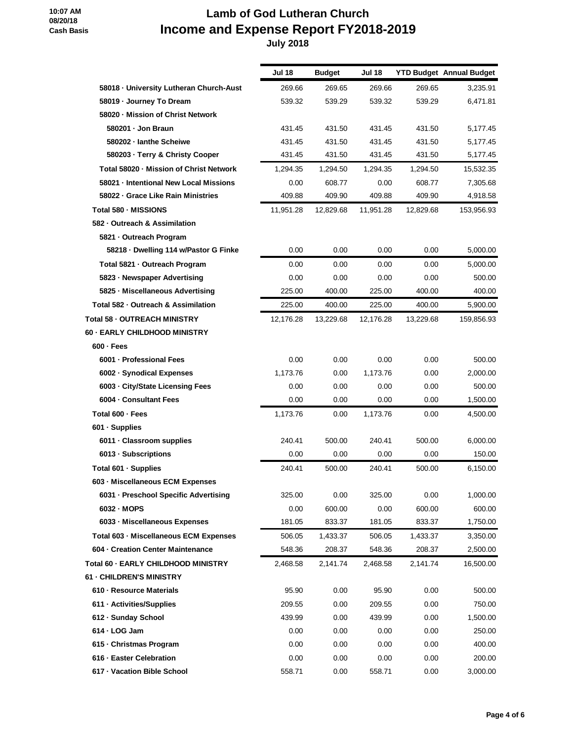# Lamb of God Lutheran Church
# Income and Expense Report FY2018-2019
### July 2018

10:07 AM
08/20/18
Cash Basis

| | Jul 18 | Budget | Jul 18 | YTD Budget | Annual Budget |
|---|---|---|---|---|---|
| 58018 · University Lutheran Church-Aust | 269.66 | 269.65 | 269.66 | 269.65 | 3,235.91 |
| 58019 · Journey To Dream | 539.32 | 539.29 | 539.32 | 539.29 | 6,471.81 |
| 58020 · Mission of Christ Network | | | | | |
| 580201 · Jon Braun | 431.45 | 431.50 | 431.45 | 431.50 | 5,177.45 |
| 580202 · Ianthe Scheiwe | 431.45 | 431.50 | 431.45 | 431.50 | 5,177.45 |
| 580203 · Terry & Christy Cooper | 431.45 | 431.50 | 431.45 | 431.50 | 5,177.45 |
| Total 58020 · Mission of Christ Network | 1,294.35 | 1,294.50 | 1,294.35 | 1,294.50 | 15,532.35 |
| 58021 · Intentional New Local Missions | 0.00 | 608.77 | 0.00 | 608.77 | 7,305.68 |
| 58022 · Grace Like Rain Ministries | 409.88 | 409.90 | 409.88 | 409.90 | 4,918.58 |
| Total 580 · MISSIONS | 11,951.28 | 12,829.68 | 11,951.28 | 12,829.68 | 153,956.93 |
| 582 · Outreach & Assimilation | | | | | |
| 5821 · Outreach Program | | | | | |
| 58218 · Dwelling 114 w/Pastor G Finke | 0.00 | 0.00 | 0.00 | 0.00 | 5,000.00 |
| Total 5821 · Outreach Program | 0.00 | 0.00 | 0.00 | 0.00 | 5,000.00 |
| 5823 · Newspaper Advertising | 0.00 | 0.00 | 0.00 | 0.00 | 500.00 |
| 5825 · Miscellaneous Advertising | 225.00 | 400.00 | 225.00 | 400.00 | 400.00 |
| Total 582 · Outreach & Assimilation | 225.00 | 400.00 | 225.00 | 400.00 | 5,900.00 |
| Total 58 · OUTREACH MINISTRY | 12,176.28 | 13,229.68 | 12,176.28 | 13,229.68 | 159,856.93 |
| 60 · EARLY CHILDHOOD MINISTRY | | | | | |
| 600 · Fees | | | | | |
| 6001 · Professional Fees | 0.00 | 0.00 | 0.00 | 0.00 | 500.00 |
| 6002 · Synodical Expenses | 1,173.76 | 0.00 | 1,173.76 | 0.00 | 2,000.00 |
| 6003 · City/State Licensing Fees | 0.00 | 0.00 | 0.00 | 0.00 | 500.00 |
| 6004 · Consultant Fees | 0.00 | 0.00 | 0.00 | 0.00 | 1,500.00 |
| Total 600 · Fees | 1,173.76 | 0.00 | 1,173.76 | 0.00 | 4,500.00 |
| 601 · Supplies | | | | | |
| 6011 · Classroom supplies | 240.41 | 500.00 | 240.41 | 500.00 | 6,000.00 |
| 6013 · Subscriptions | 0.00 | 0.00 | 0.00 | 0.00 | 150.00 |
| Total 601 · Supplies | 240.41 | 500.00 | 240.41 | 500.00 | 6,150.00 |
| 603 · Miscellaneous ECM Expenses | | | | | |
| 6031 · Preschool Specific Advertising | 325.00 | 0.00 | 325.00 | 0.00 | 1,000.00 |
| 6032 · MOPS | 0.00 | 600.00 | 0.00 | 600.00 | 600.00 |
| 6033 · Miscellaneous Expenses | 181.05 | 833.37 | 181.05 | 833.37 | 1,750.00 |
| Total 603 · Miscellaneous ECM Expenses | 506.05 | 1,433.37 | 506.05 | 1,433.37 | 3,350.00 |
| 604 · Creation Center Maintenance | 548.36 | 208.37 | 548.36 | 208.37 | 2,500.00 |
| Total 60 · EARLY CHILDHOOD MINISTRY | 2,468.58 | 2,141.74 | 2,468.58 | 2,141.74 | 16,500.00 |
| 61 · CHILDREN'S MINISTRY | | | | | |
| 610 · Resource Materials | 95.90 | 0.00 | 95.90 | 0.00 | 500.00 |
| 611 · Activities/Supplies | 209.55 | 0.00 | 209.55 | 0.00 | 750.00 |
| 612 · Sunday School | 439.99 | 0.00 | 439.99 | 0.00 | 1,500.00 |
| 614 · LOG Jam | 0.00 | 0.00 | 0.00 | 0.00 | 250.00 |
| 615 · Christmas Program | 0.00 | 0.00 | 0.00 | 0.00 | 400.00 |
| 616 · Easter Celebration | 0.00 | 0.00 | 0.00 | 0.00 | 200.00 |
| 617 · Vacation Bible School | 558.71 | 0.00 | 558.71 | 0.00 | 3,000.00 |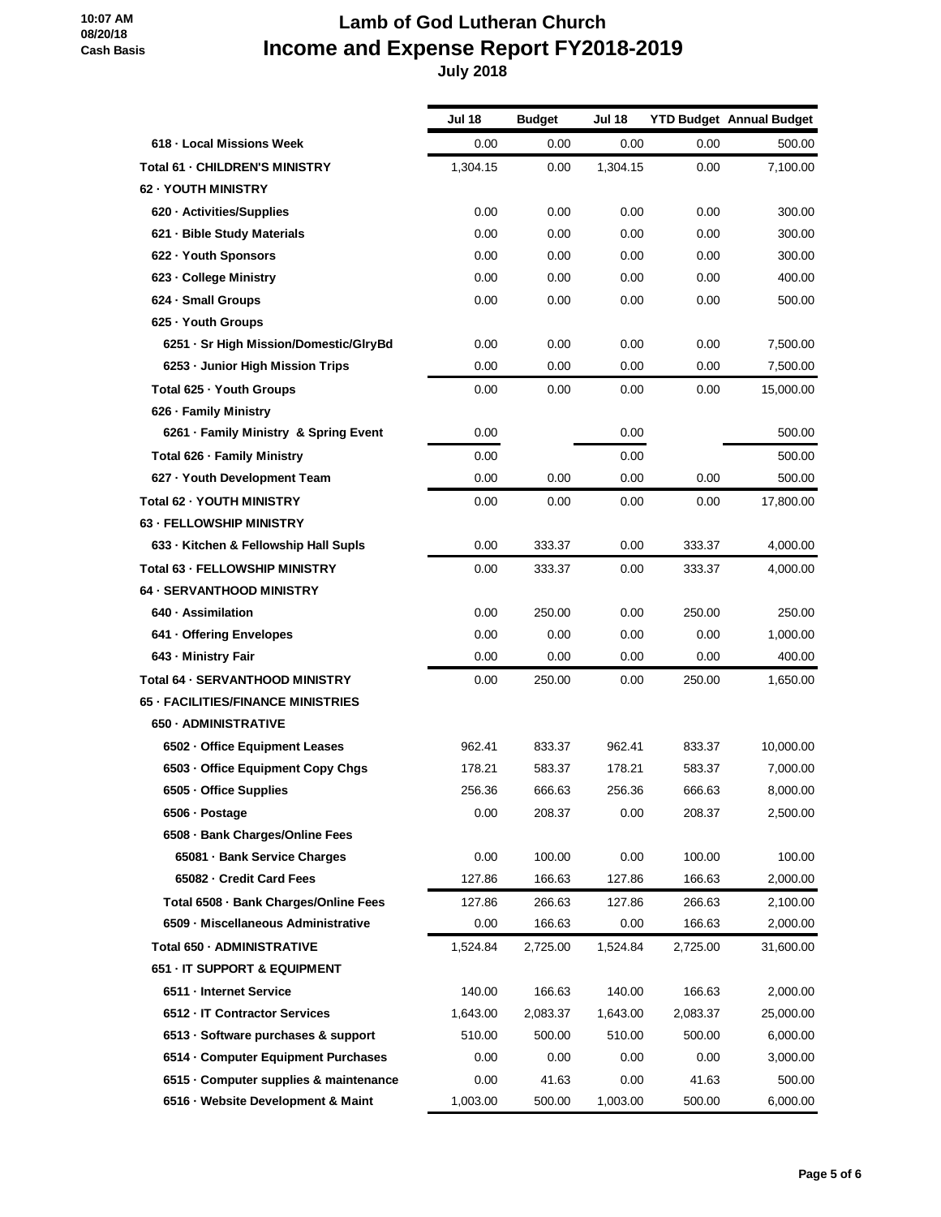# Lamb of God Lutheran Church
# Income and Expense Report FY2018-2019
## July 2018

10:07 AM
08/20/18
Cash Basis

| | Jul 18 | Budget | Jul 18 | YTD Budget | Annual Budget |
|---|---|---|---|---|---|
| 618 · Local Missions Week | 0.00 | 0.00 | 0.00 | 0.00 | 500.00 |
| Total 61 · CHILDREN'S MINISTRY | 1,304.15 | 0.00 | 1,304.15 | 0.00 | 7,100.00 |
| 62 · YOUTH MINISTRY | | | | | |
| 620 · Activities/Supplies | 0.00 | 0.00 | 0.00 | 0.00 | 300.00 |
| 621 · Bible Study Materials | 0.00 | 0.00 | 0.00 | 0.00 | 300.00 |
| 622 · Youth Sponsors | 0.00 | 0.00 | 0.00 | 0.00 | 300.00 |
| 623 · College Ministry | 0.00 | 0.00 | 0.00 | 0.00 | 400.00 |
| 624 · Small Groups | 0.00 | 0.00 | 0.00 | 0.00 | 500.00 |
| 625 · Youth Groups | | | | | |
| 6251 · Sr High Mission/Domestic/GlryBd | 0.00 | 0.00 | 0.00 | 0.00 | 7,500.00 |
| 6253 · Junior High Mission Trips | 0.00 | 0.00 | 0.00 | 0.00 | 7,500.00 |
| Total 625 · Youth Groups | 0.00 | 0.00 | 0.00 | 0.00 | 15,000.00 |
| 626 · Family Ministry | | | | | |
| 6261 · Family Ministry & Spring Event | 0.00 | | 0.00 | | 500.00 |
| Total 626 · Family Ministry | 0.00 | | 0.00 | | 500.00 |
| 627 · Youth Development Team | 0.00 | 0.00 | 0.00 | 0.00 | 500.00 |
| Total 62 · YOUTH MINISTRY | 0.00 | 0.00 | 0.00 | 0.00 | 17,800.00 |
| 63 · FELLOWSHIP MINISTRY | | | | | |
| 633 · Kitchen & Fellowship Hall Supls | 0.00 | 333.37 | 0.00 | 333.37 | 4,000.00 |
| Total 63 · FELLOWSHIP MINISTRY | 0.00 | 333.37 | 0.00 | 333.37 | 4,000.00 |
| 64 · SERVANTHOOD MINISTRY | | | | | |
| 640 · Assimilation | 0.00 | 250.00 | 0.00 | 250.00 | 250.00 |
| 641 · Offering Envelopes | 0.00 | 0.00 | 0.00 | 0.00 | 1,000.00 |
| 643 · Ministry Fair | 0.00 | 0.00 | 0.00 | 0.00 | 400.00 |
| Total 64 · SERVANTHOOD MINISTRY | 0.00 | 250.00 | 0.00 | 250.00 | 1,650.00 |
| 65 · FACILITIES/FINANCE MINISTRIES | | | | | |
| 650 · ADMINISTRATIVE | | | | | |
| 6502 · Office Equipment Leases | 962.41 | 833.37 | 962.41 | 833.37 | 10,000.00 |
| 6503 · Office Equipment Copy Chgs | 178.21 | 583.37 | 178.21 | 583.37 | 7,000.00 |
| 6505 · Office Supplies | 256.36 | 666.63 | 256.36 | 666.63 | 8,000.00 |
| 6506 · Postage | 0.00 | 208.37 | 0.00 | 208.37 | 2,500.00 |
| 6508 · Bank Charges/Online Fees | | | | | |
| 65081 · Bank Service Charges | 0.00 | 100.00 | 0.00 | 100.00 | 100.00 |
| 65082 · Credit Card Fees | 127.86 | 166.63 | 127.86 | 166.63 | 2,000.00 |
| Total 6508 · Bank Charges/Online Fees | 127.86 | 266.63 | 127.86 | 266.63 | 2,100.00 |
| 6509 · Miscellaneous Administrative | 0.00 | 166.63 | 0.00 | 166.63 | 2,000.00 |
| Total 650 · ADMINISTRATIVE | 1,524.84 | 2,725.00 | 1,524.84 | 2,725.00 | 31,600.00 |
| 651 · IT SUPPORT & EQUIPMENT | | | | | |
| 6511 · Internet Service | 140.00 | 166.63 | 140.00 | 166.63 | 2,000.00 |
| 6512 · IT Contractor Services | 1,643.00 | 2,083.37 | 1,643.00 | 2,083.37 | 25,000.00 |
| 6513 · Software purchases & support | 510.00 | 500.00 | 510.00 | 500.00 | 6,000.00 |
| 6514 · Computer Equipment Purchases | 0.00 | 0.00 | 0.00 | 0.00 | 3,000.00 |
| 6515 · Computer supplies & maintenance | 0.00 | 41.63 | 0.00 | 41.63 | 500.00 |
| 6516 · Website Development & Maint | 1,003.00 | 500.00 | 1,003.00 | 500.00 | 6,000.00 |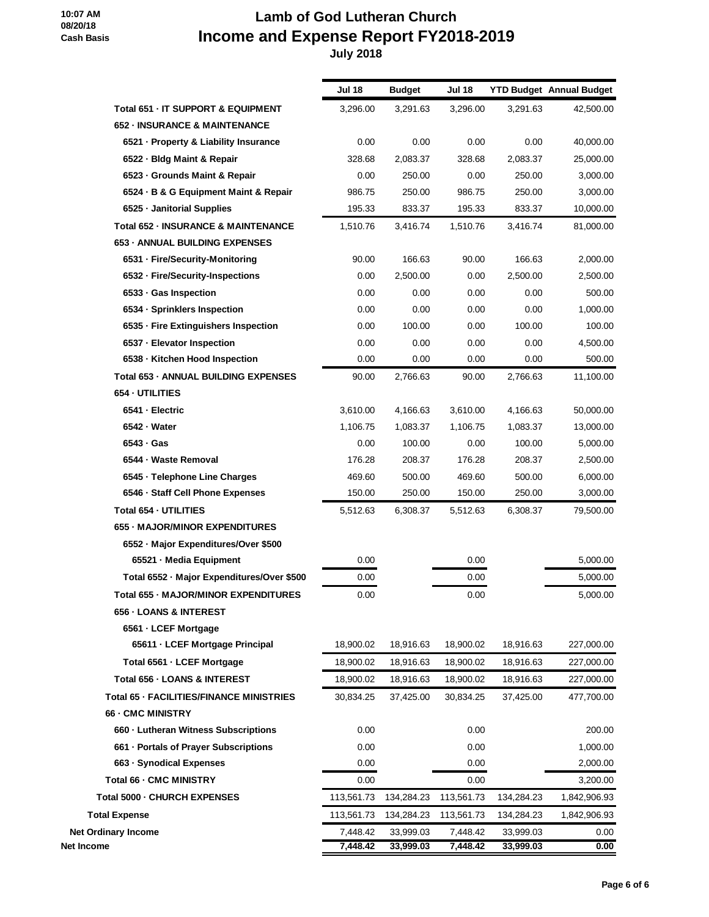# Lamb of God Lutheran Church
## Income and Expense Report FY2018-2019
### July 2018

10:07 AM
08/20/18
Cash Basis

| | Jul 18 | Budget | Jul 18 | YTD Budget | Annual Budget |
|---|---|---|---|---|---|
| Total 651 · IT SUPPORT & EQUIPMENT | 3,296.00 | 3,291.63 | 3,296.00 | 3,291.63 | 42,500.00 |
| 652 · INSURANCE & MAINTENANCE | | | | | |
| 6521 · Property & Liability Insurance | 0.00 | 0.00 | 0.00 | 0.00 | 40,000.00 |
| 6522 · Bldg Maint & Repair | 328.68 | 2,083.37 | 328.68 | 2,083.37 | 25,000.00 |
| 6523 · Grounds Maint & Repair | 0.00 | 250.00 | 0.00 | 250.00 | 3,000.00 |
| 6524 · B & G Equipment Maint & Repair | 986.75 | 250.00 | 986.75 | 250.00 | 3,000.00 |
| 6525 · Janitorial Supplies | 195.33 | 833.37 | 195.33 | 833.37 | 10,000.00 |
| Total 652 · INSURANCE & MAINTENANCE | 1,510.76 | 3,416.74 | 1,510.76 | 3,416.74 | 81,000.00 |
| 653 · ANNUAL BUILDING EXPENSES | | | | | |
| 6531 · Fire/Security-Monitoring | 90.00 | 166.63 | 90.00 | 166.63 | 2,000.00 |
| 6532 · Fire/Security-Inspections | 0.00 | 2,500.00 | 0.00 | 2,500.00 | 2,500.00 |
| 6533 · Gas Inspection | 0.00 | 0.00 | 0.00 | 0.00 | 500.00 |
| 6534 · Sprinklers Inspection | 0.00 | 0.00 | 0.00 | 0.00 | 1,000.00 |
| 6535 · Fire Extinguishers Inspection | 0.00 | 100.00 | 0.00 | 100.00 | 100.00 |
| 6537 · Elevator Inspection | 0.00 | 0.00 | 0.00 | 0.00 | 4,500.00 |
| 6538 · Kitchen Hood Inspection | 0.00 | 0.00 | 0.00 | 0.00 | 500.00 |
| Total 653 · ANNUAL BUILDING EXPENSES | 90.00 | 2,766.63 | 90.00 | 2,766.63 | 11,100.00 |
| 654 · UTILITIES | | | | | |
| 6541 · Electric | 3,610.00 | 4,166.63 | 3,610.00 | 4,166.63 | 50,000.00 |
| 6542 · Water | 1,106.75 | 1,083.37 | 1,106.75 | 1,083.37 | 13,000.00 |
| 6543 · Gas | 0.00 | 100.00 | 0.00 | 100.00 | 5,000.00 |
| 6544 · Waste Removal | 176.28 | 208.37 | 176.28 | 208.37 | 2,500.00 |
| 6545 · Telephone Line Charges | 469.60 | 500.00 | 469.60 | 500.00 | 6,000.00 |
| 6546 · Staff Cell Phone Expenses | 150.00 | 250.00 | 150.00 | 250.00 | 3,000.00 |
| Total 654 · UTILITIES | 5,512.63 | 6,308.37 | 5,512.63 | 6,308.37 | 79,500.00 |
| 655 · MAJOR/MINOR EXPENDITURES | | | | | |
| 6552 · Major Expenditures/Over $500 | | | | | |
| 65521 · Media Equipment | 0.00 | | 0.00 | | 5,000.00 |
| Total 6552 · Major Expenditures/Over $500 | 0.00 | | 0.00 | | 5,000.00 |
| Total 655 · MAJOR/MINOR EXPENDITURES | 0.00 | | 0.00 | | 5,000.00 |
| 656 · LOANS & INTEREST | | | | | |
| 6561 · LCEF Mortgage | | | | | |
| 65611 · LCEF Mortgage Principal | 18,900.02 | 18,916.63 | 18,900.02 | 18,916.63 | 227,000.00 |
| Total 6561 · LCEF Mortgage | 18,900.02 | 18,916.63 | 18,900.02 | 18,916.63 | 227,000.00 |
| Total 656 · LOANS & INTEREST | 18,900.02 | 18,916.63 | 18,900.02 | 18,916.63 | 227,000.00 |
| Total 65 · FACILITIES/FINANCE MINISTRIES | 30,834.25 | 37,425.00 | 30,834.25 | 37,425.00 | 477,700.00 |
| 66 · CMC MINISTRY | | | | | |
| 660 · Lutheran Witness Subscriptions | 0.00 | | 0.00 | | 200.00 |
| 661 · Portals of Prayer Subscriptions | 0.00 | | 0.00 | | 1,000.00 |
| 663 · Synodical Expenses | 0.00 | | 0.00 | | 2,000.00 |
| Total 66 · CMC MINISTRY | 0.00 | | 0.00 | | 3,200.00 |
| Total 5000 · CHURCH EXPENSES | 113,561.73 | 134,284.23 | 113,561.73 | 134,284.23 | 1,842,906.93 |
| Total Expense | 113,561.73 | 134,284.23 | 113,561.73 | 134,284.23 | 1,842,906.93 |
| Net Ordinary Income | 7,448.42 | 33,999.03 | 7,448.42 | 33,999.03 | 0.00 |
| Net Income | 7,448.42 | 33,999.03 | 7,448.42 | 33,999.03 | 0.00 |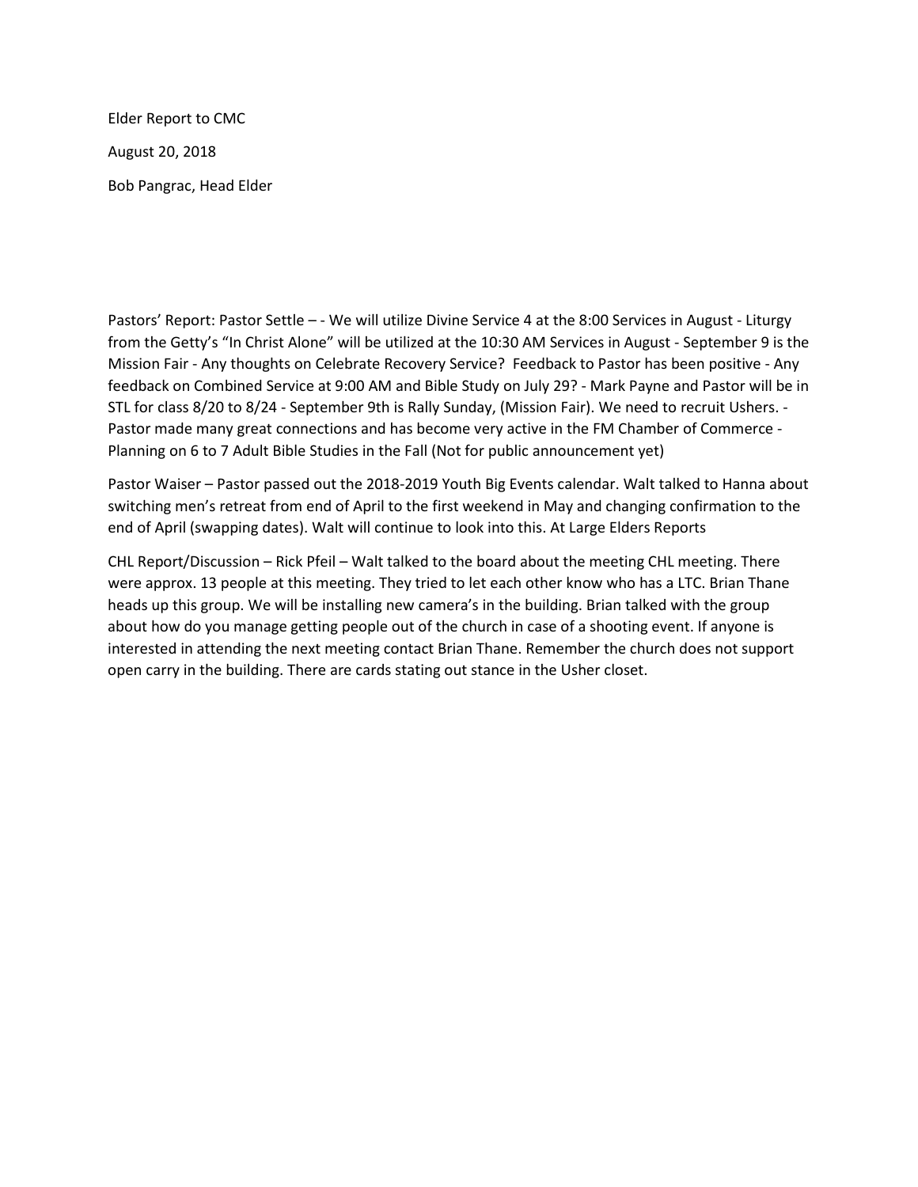Elder Report to CMC

August 20, 2018

Bob Pangrac, Head Elder

Pastors' Report: Pastor Settle – - We will utilize Divine Service 4 at the 8:00 Services in August - Liturgy from the Getty's "In Christ Alone" will be utilized at the 10:30 AM Services in August - September 9 is the Mission Fair - Any thoughts on Celebrate Recovery Service? Feedback to Pastor has been positive - Any feedback on Combined Service at 9:00 AM and Bible Study on July 29? - Mark Payne and Pastor will be in STL for class 8/20 to 8/24 - September 9th is Rally Sunday, (Mission Fair). We need to recruit Ushers. - Pastor made many great connections and has become very active in the FM Chamber of Commerce - Planning on 6 to 7 Adult Bible Studies in the Fall (Not for public announcement yet)

Pastor Waiser – Pastor passed out the 2018-2019 Youth Big Events calendar. Walt talked to Hanna about switching men's retreat from end of April to the first weekend in May and changing confirmation to the end of April (swapping dates). Walt will continue to look into this. At Large Elders Reports

CHL Report/Discussion – Rick Pfeil – Walt talked to the board about the meeting CHL meeting. There were approx. 13 people at this meeting. They tried to let each other know who has a LTC. Brian Thane heads up this group. We will be installing new camera's in the building. Brian talked with the group about how do you manage getting people out of the church in case of a shooting event. If anyone is interested in attending the next meeting contact Brian Thane. Remember the church does not support open carry in the building. There are cards stating out stance in the Usher closet.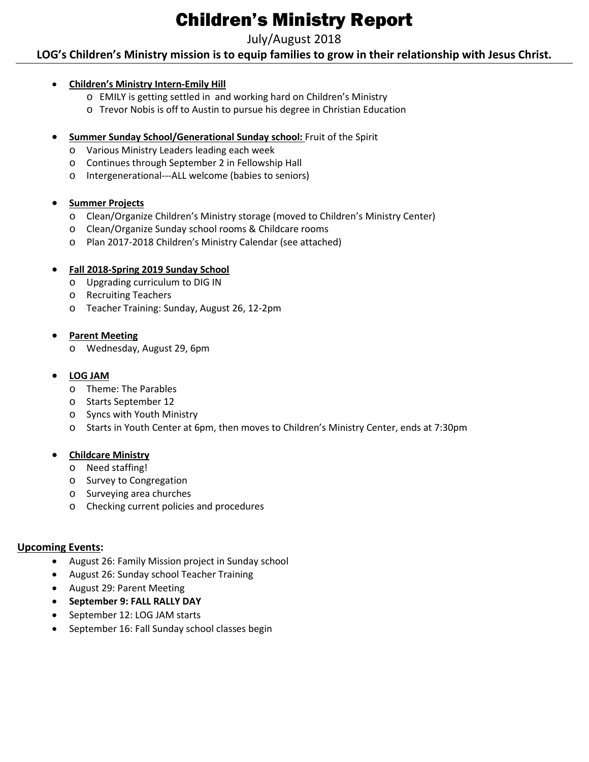# Children's Ministry Report

July/August 2018

**LOG's Children's Ministry mission is to equip families to grow in their relationship with Jesus Christ.**

- **Children's Ministry Intern-Emily Hill**
  - EMILY is getting settled in and working hard on Children's Ministry
  - Trevor Nobis is off to Austin to pursue his degree in Christian Education

- **Summer Sunday School/Generational Sunday school:** Fruit of the Spirit
  - Various Ministry Leaders leading each week
  - Continues through September 2 in Fellowship Hall
  - Intergenerational---ALL welcome (babies to seniors)

- **Summer Projects**
  - Clean/Organize Children's Ministry storage (moved to Children's Ministry Center)
  - Clean/Organize Sunday school rooms & Childcare rooms
  - Plan 2017-2018 Children's Ministry Calendar (see attached)

- **Fall 2018-Spring 2019 Sunday School**
  - Upgrading curriculum to DIG IN
  - Recruiting Teachers
  - Teacher Training: Sunday, August 26, 12-2pm

- **Parent Meeting**
  - Wednesday, August 29, 6pm

- **LOG JAM**
  - Theme: The Parables
  - Starts September 12
  - Syncs with Youth Ministry
  - Starts in Youth Center at 6pm, then moves to Children's Ministry Center, ends at 7:30pm

- **Childcare Ministry**
  - Need staffing!
  - Survey to Congregation
  - Surveying area churches
  - Checking current policies and procedures

**Upcoming Events:**

- August 26: Family Mission project in Sunday school
- August 26: Sunday school Teacher Training
- August 29: Parent Meeting
- **September 9: FALL RALLY DAY**
- September 12: LOG JAM starts
- September 16: Fall Sunday school classes begin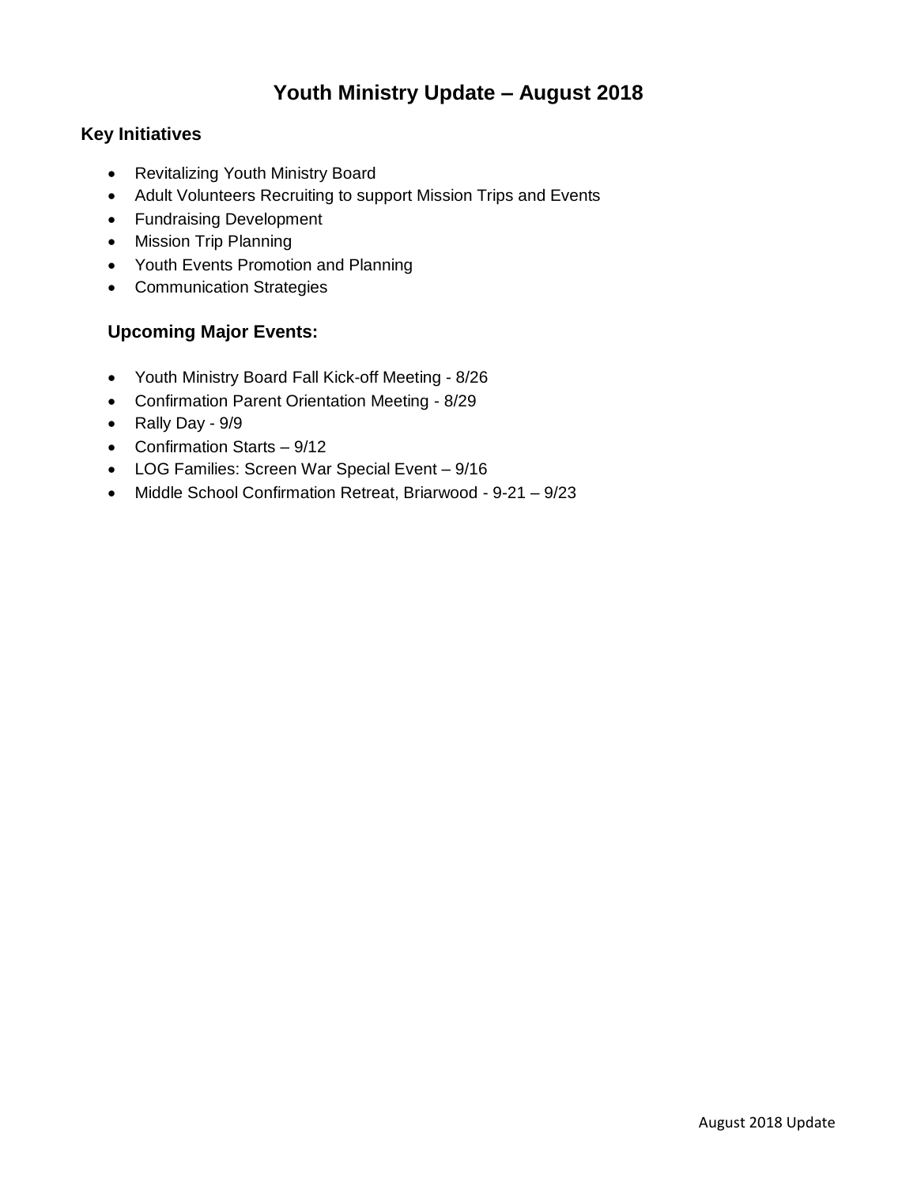# Youth Ministry Update – August 2018

## Key Initiatives

- Revitalizing Youth Ministry Board
- Adult Volunteers Recruiting to support Mission Trips and Events
- Fundraising Development
- Mission Trip Planning
- Youth Events Promotion and Planning
- Communication Strategies

## Upcoming Major Events:

- Youth Ministry Board Fall Kick-off Meeting - 8/26
- Confirmation Parent Orientation Meeting - 8/29
- Rally Day - 9/9
- Confirmation Starts – 9/12
- LOG Families: Screen War Special Event – 9/16
- Middle School Confirmation Retreat, Briarwood - 9-21 – 9/23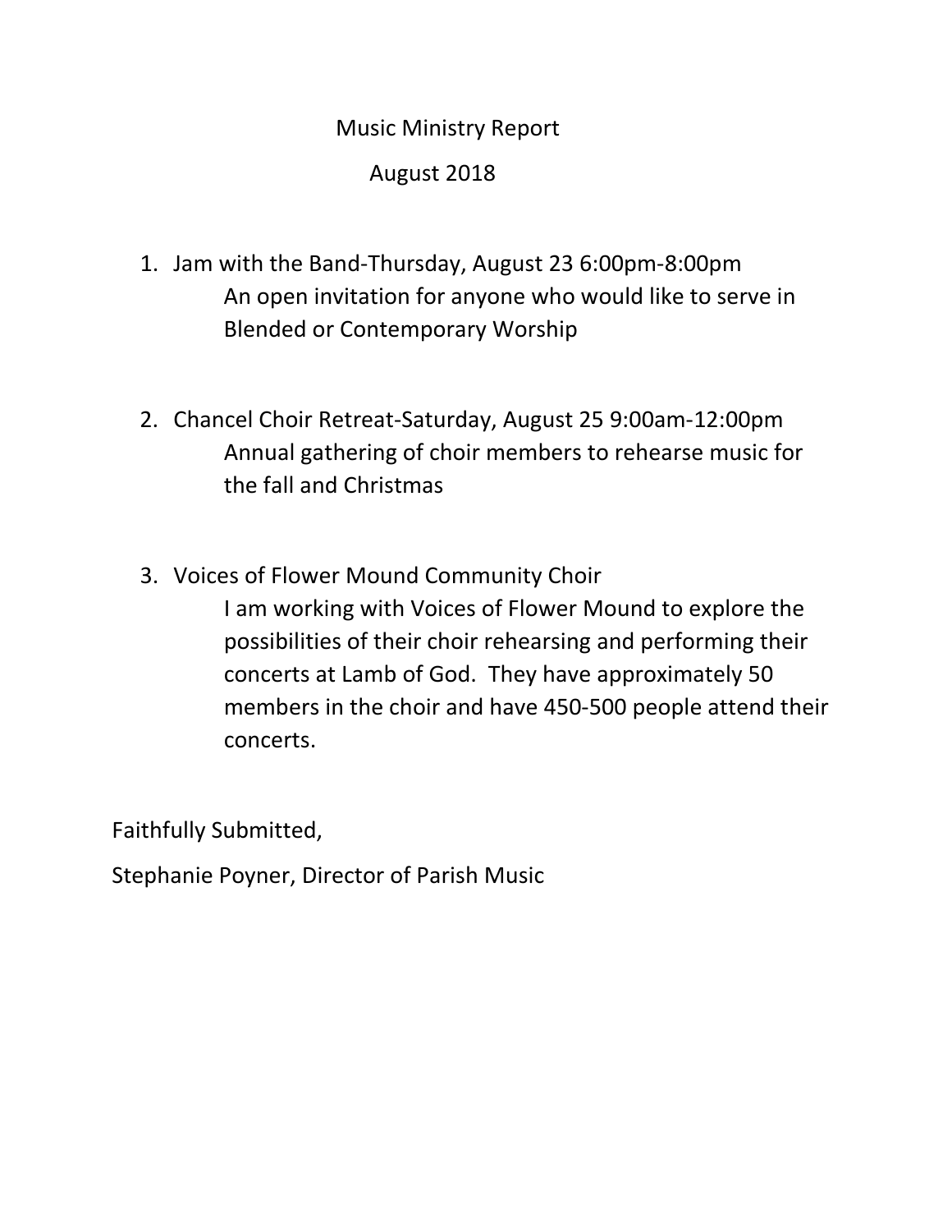# Music Ministry Report

## August 2018

1. Jam with the Band-Thursday, August 23 6:00pm-8:00pm

   An open invitation for anyone who would like to serve in Blended or Contemporary Worship

2. Chancel Choir Retreat-Saturday, August 25 9:00am-12:00pm

   Annual gathering of choir members to rehearse music for the fall and Christmas

3. Voices of Flower Mound Community Choir

   I am working with Voices of Flower Mound to explore the possibilities of their choir rehearsing and performing their concerts at Lamb of God. They have approximately 50 members in the choir and have 450-500 people attend their concerts.

Faithfully Submitted,

Stephanie Poyner, Director of Parish Music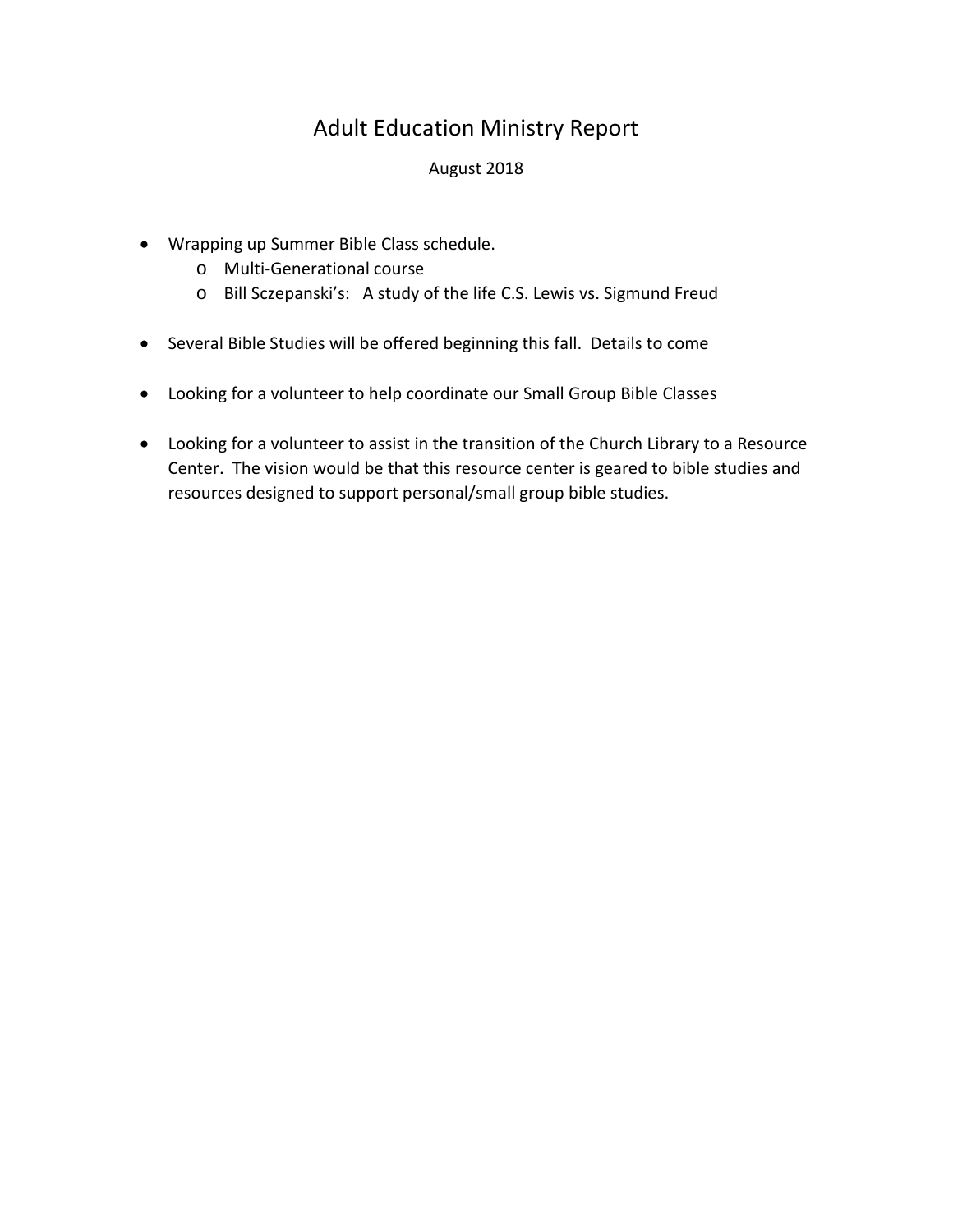# Adult Education Ministry Report

August 2018

- Wrapping up Summer Bible Class schedule.
  - Multi-Generational course
  - Bill Sczepanski's: A study of the life C.S. Lewis vs. Sigmund Freud

- Several Bible Studies will be offered beginning this fall. Details to come

- Looking for a volunteer to help coordinate our Small Group Bible Classes

- Looking for a volunteer to assist in the transition of the Church Library to a Resource Center. The vision would be that this resource center is geared to bible studies and resources designed to support personal/small group bible studies.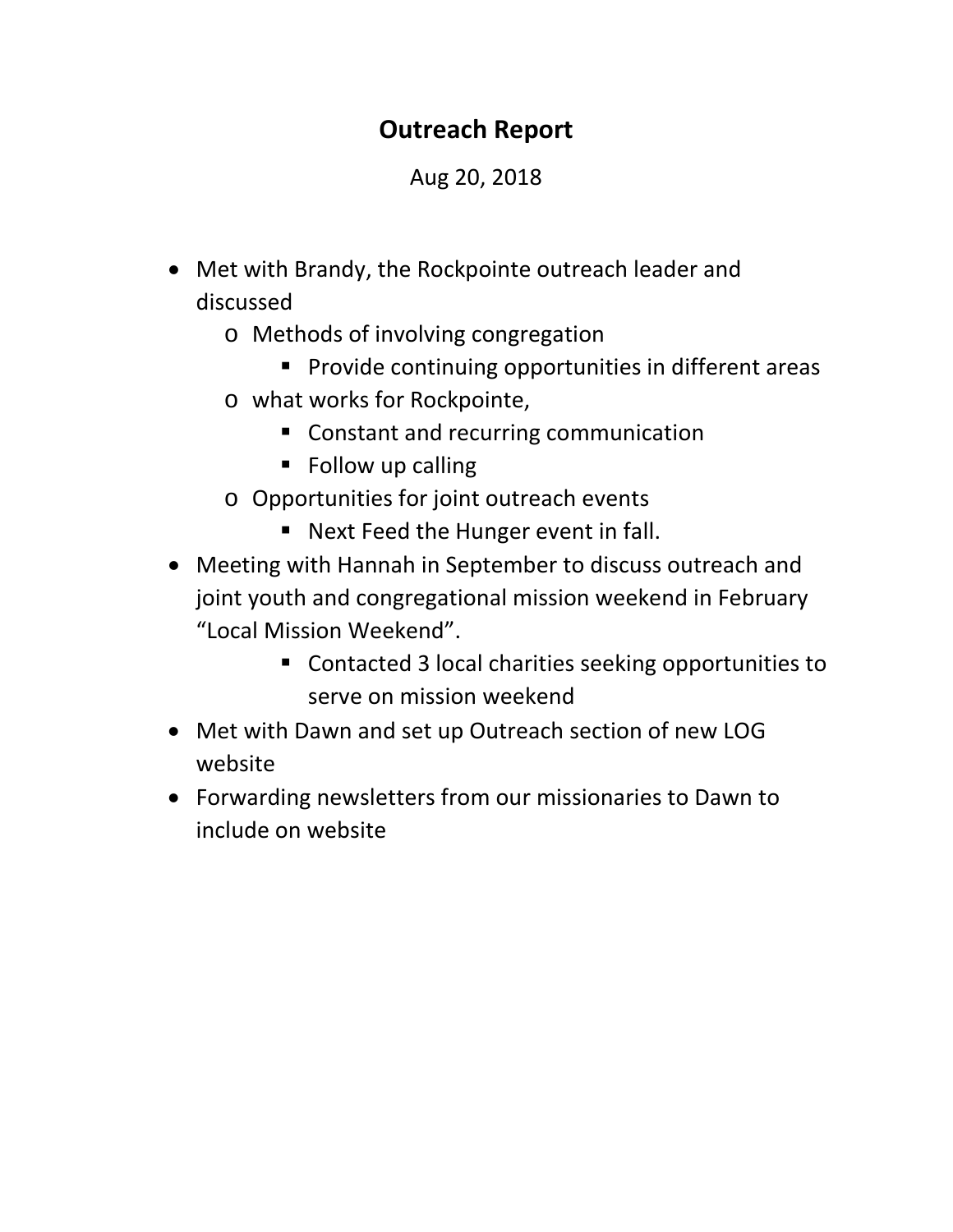# Outreach Report

Aug 20, 2018

- Met with Brandy, the Rockpointe outreach leader and discussed
  - Methods of involving congregation
    - Provide continuing opportunities in different areas
  - what works for Rockpointe,
    - Constant and recurring communication
    - Follow up calling
  - Opportunities for joint outreach events
    - Next Feed the Hunger event in fall.
- Meeting with Hannah in September to discuss outreach and joint youth and congregational mission weekend in February "Local Mission Weekend".
    - Contacted 3 local charities seeking opportunities to serve on mission weekend
- Met with Dawn and set up Outreach section of new LOG website
- Forwarding newsletters from our missionaries to Dawn to include on website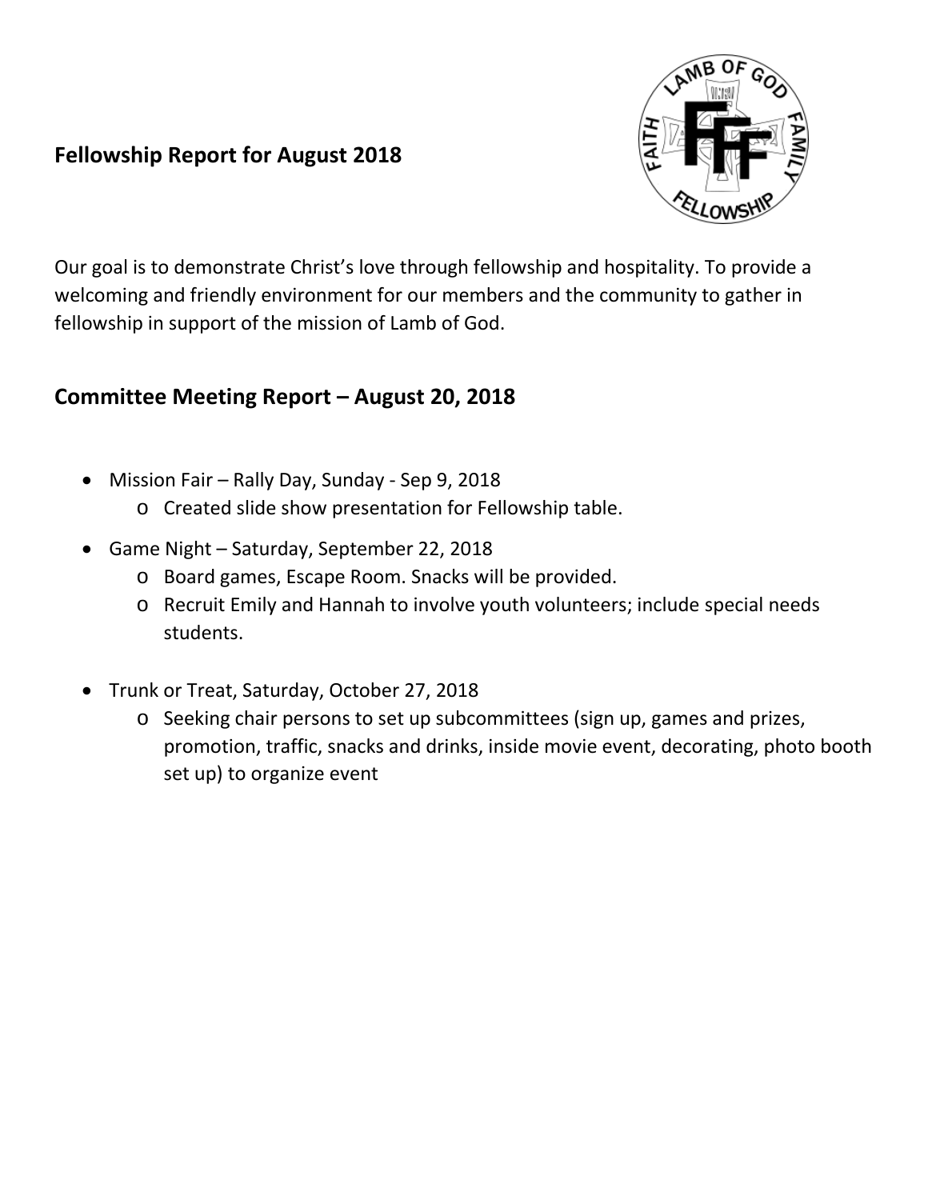**Fellowship Report for August 2018**

Our goal is to demonstrate Christ's love through fellowship and hospitality. To provide a welcoming and friendly environment for our members and the community to gather in fellowship in support of the mission of Lamb of God.

## Committee Meeting Report – August 20, 2018

- Mission Fair – Rally Day, Sunday - Sep 9, 2018
  - Created slide show presentation for Fellowship table.
- Game Night – Saturday, September 22, 2018
  - Board games, Escape Room. Snacks will be provided.
  - Recruit Emily and Hannah to involve youth volunteers; include special needs students.
- Trunk or Treat, Saturday, October 27, 2018
  - Seeking chair persons to set up subcommittees (sign up, games and prizes, promotion, traffic, snacks and drinks, inside movie event, decorating, photo booth set up) to organize event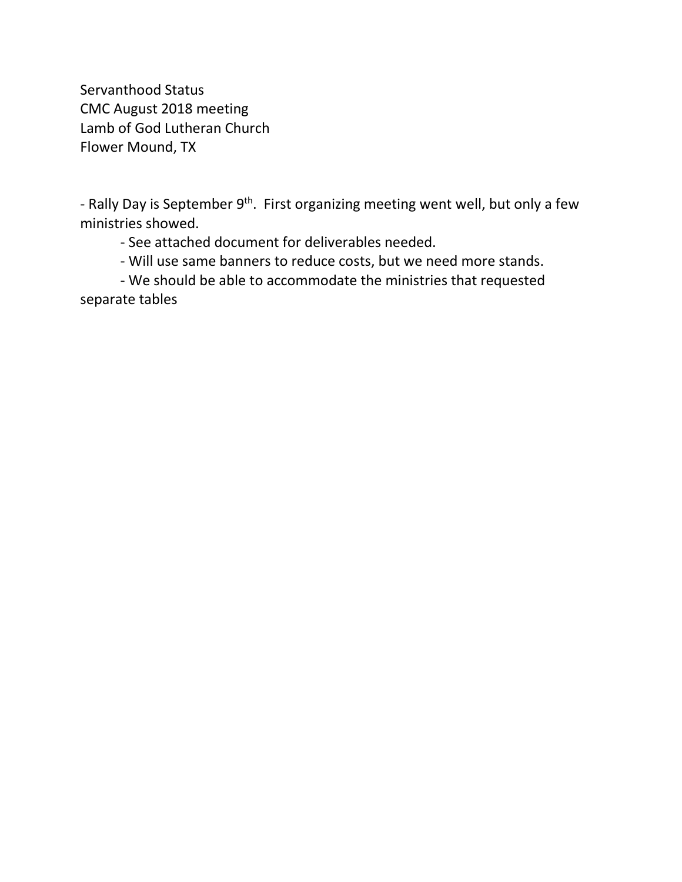Servanthood Status
CMC August 2018 meeting
Lamb of God Lutheran Church
Flower Mound, TX

- Rally Day is September 9th. First organizing meeting went well, but only a few ministries showed.
  - See attached document for deliverables needed.
  - Will use same banners to reduce costs, but we need more stands.
  - We should be able to accommodate the ministries that requested separate tables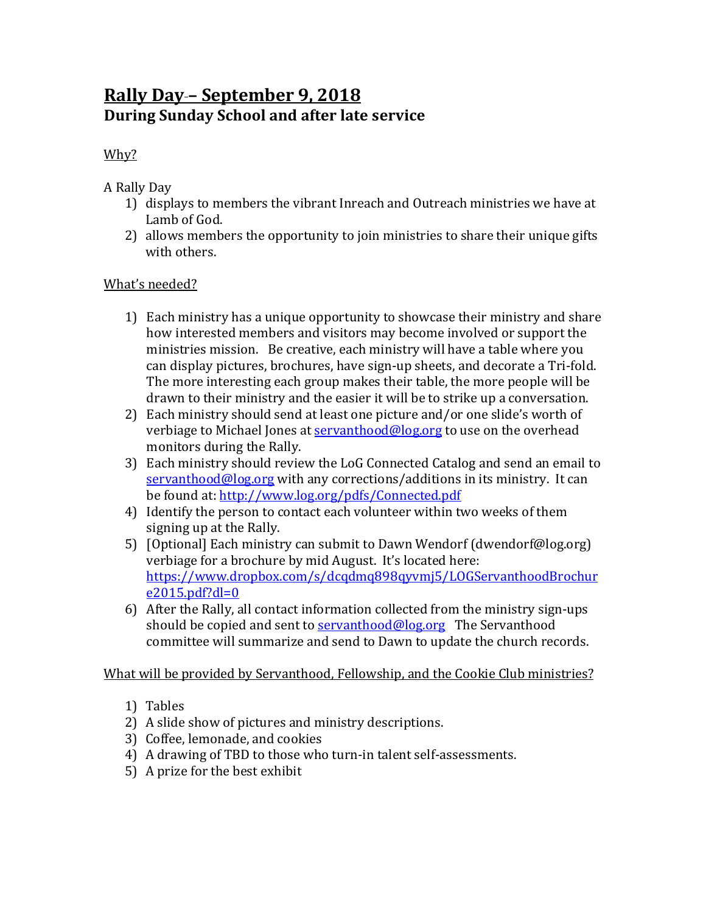# Rally Day – September 9, 2018
## During Sunday School and after late service

Why?

A Rally Day

1) displays to members the vibrant Inreach and Outreach ministries we have at Lamb of God.
2) allows members the opportunity to join ministries to share their unique gifts with others.

What's needed?

1) Each ministry has a unique opportunity to showcase their ministry and share how interested members and visitors may become involved or support the ministries mission.  Be creative, each ministry will have a table where you can display pictures, brochures, have sign-up sheets, and decorate a Tri-fold. The more interesting each group makes their table, the more people will be drawn to their ministry and the easier it will be to strike up a conversation.
2) Each ministry should send at least one picture and/or one slide's worth of verbiage to Michael Jones at servanthood@log.org to use on the overhead monitors during the Rally.
3) Each ministry should review the LoG Connected Catalog and send an email to servanthood@log.org with any corrections/additions in its ministry. It can be found at: http://www.log.org/pdfs/Connected.pdf
4) Identify the person to contact each volunteer within two weeks of them signing up at the Rally.
5) [Optional] Each ministry can submit to Dawn Wendorf (dwendorf@log.org) verbiage for a brochure by mid August. It's located here: https://www.dropbox.com/s/dcqdmq898qyvmj5/LOGServanthoodBrochure2015.pdf?dl=0
6) After the Rally, all contact information collected from the ministry sign-ups should be copied and sent to servanthood@log.org  The Servanthood committee will summarize and send to Dawn to update the church records.

What will be provided by Servanthood, Fellowship, and the Cookie Club ministries?

1) Tables
2) A slide show of pictures and ministry descriptions.
3) Coffee, lemonade, and cookies
4) A drawing of TBD to those who turn-in talent self-assessments.
5) A prize for the best exhibit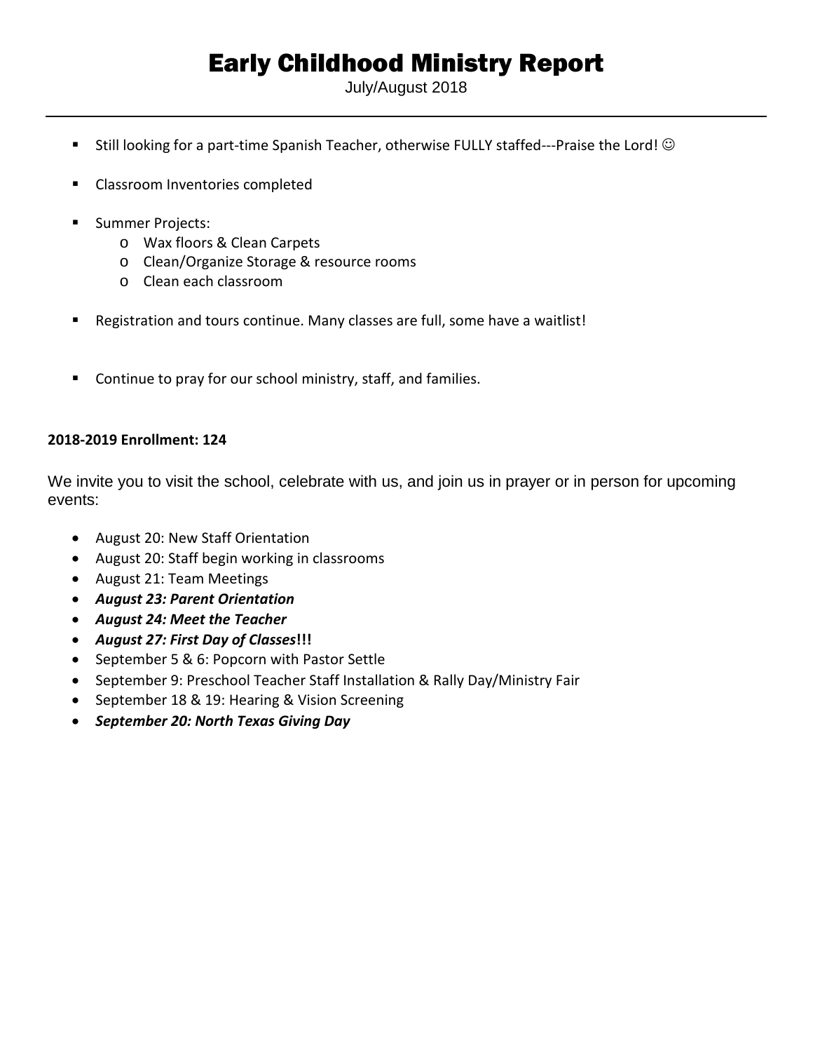# Early Childhood Ministry Report

July/August 2018

---

- Still looking for a part-time Spanish Teacher, otherwise FULLY staffed---Praise the Lord! ☺

- Classroom Inventories completed

- Summer Projects:
  - Wax floors & Clean Carpets
  - Clean/Organize Storage & resource rooms
  - Clean each classroom

- Registration and tours continue. Many classes are full, some have a waitlist!

- Continue to pray for our school ministry, staff, and families.

**2018-2019 Enrollment: 124**

We invite you to visit the school, celebrate with us, and join us in prayer or in person for upcoming events:

- August 20: New Staff Orientation
- August 20: Staff begin working in classrooms
- August 21: Team Meetings
- ***August 23: Parent Orientation***
- ***August 24: Meet the Teacher***
- ***August 27: First Day of Classes*****!!!**
- September 5 & 6: Popcorn with Pastor Settle
- September 9: Preschool Teacher Staff Installation & Rally Day/Ministry Fair
- September 18 & 19: Hearing & Vision Screening
- ***September 20: North Texas Giving Day***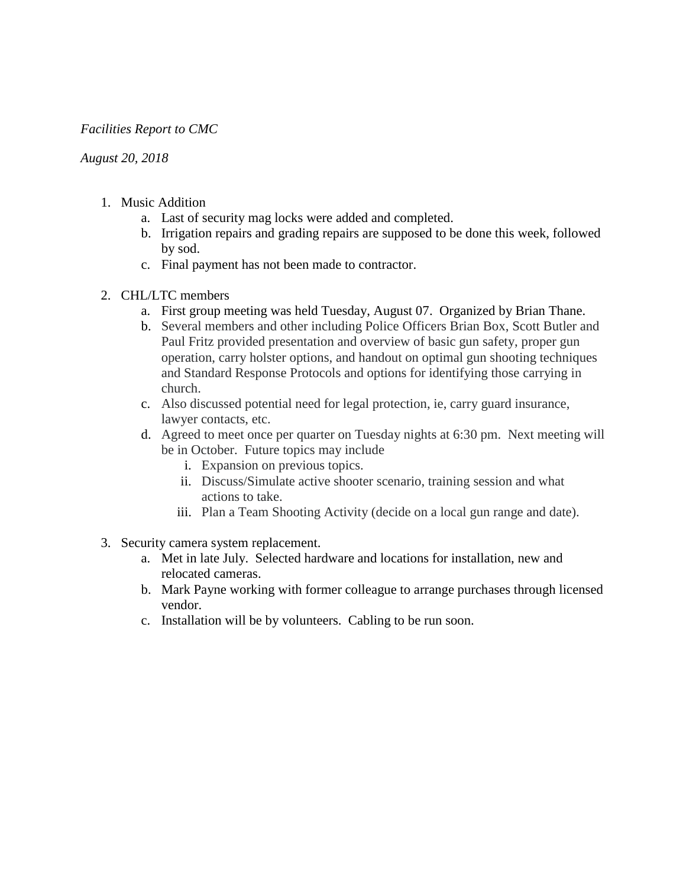*Facilities Report to CMC*

*August 20, 2018*

1. Music Addition
   a. Last of security mag locks were added and completed.
   b. Irrigation repairs and grading repairs are supposed to be done this week, followed by sod.
   c. Final payment has not been made to contractor.

2. CHL/LTC members
   a. First group meeting was held Tuesday, August 07. Organized by Brian Thane.
   b. Several members and other including Police Officers Brian Box, Scott Butler and Paul Fritz provided presentation and overview of basic gun safety, proper gun operation, carry holster options, and handout on optimal gun shooting techniques and Standard Response Protocols and options for identifying those carrying in church.
   c. Also discussed potential need for legal protection, ie, carry guard insurance, lawyer contacts, etc.
   d. Agreed to meet once per quarter on Tuesday nights at 6:30 pm. Next meeting will be in October. Future topics may include
      i. Expansion on previous topics.
      ii. Discuss/Simulate active shooter scenario, training session and what actions to take.
      iii. Plan a Team Shooting Activity (decide on a local gun range and date).

3. Security camera system replacement.
   a. Met in late July. Selected hardware and locations for installation, new and relocated cameras.
   b. Mark Payne working with former colleague to arrange purchases through licensed vendor.
   c. Installation will be by volunteers. Cabling to be run soon.